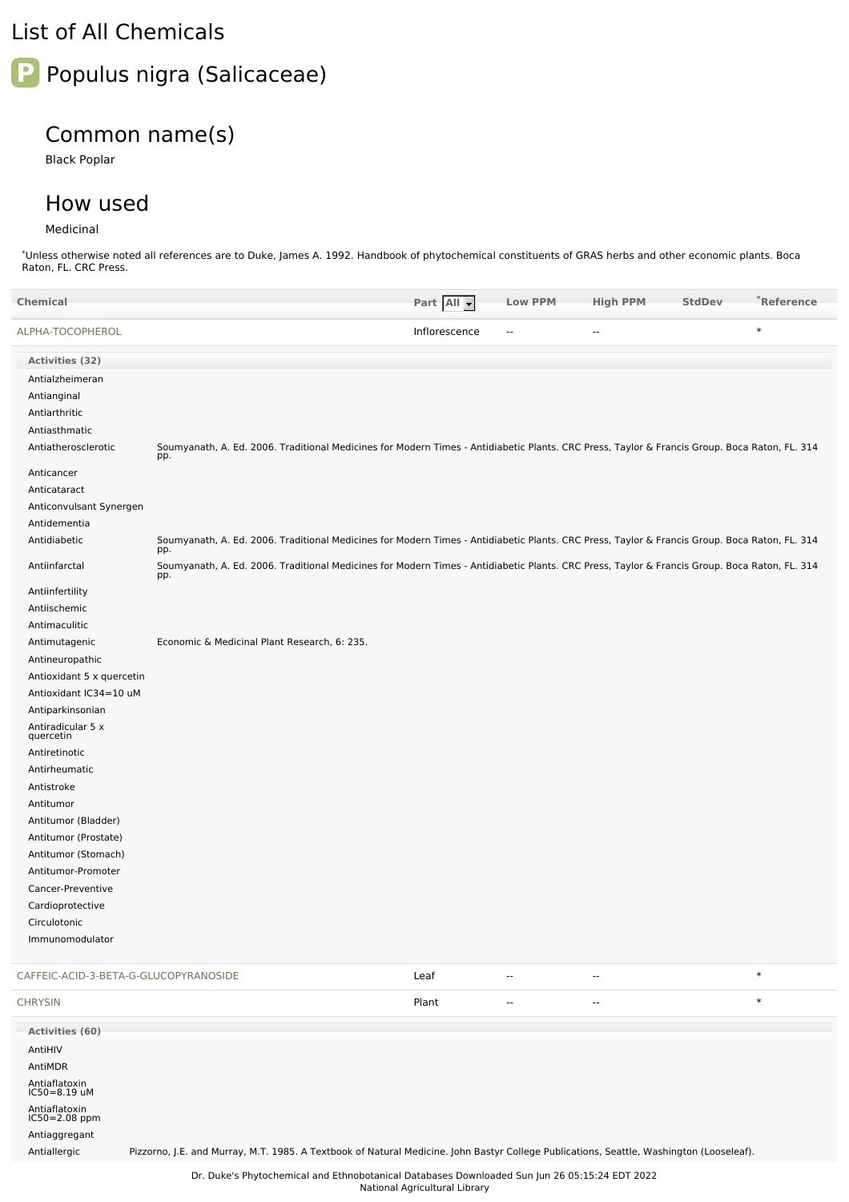# List of All Chemicals

## P Populus nigra (Salicaceae)

### Common name(s)

Black Poplar

### How used

Medicinal

*Unless otherwise noted all references are to Duke, James A. 1992. Handbook of phytochemical constituents of GRAS herbs and other economic plants. Boca Raton, FL. CRC Press.

| Chemical | Part | Low PPM | High PPM | StdDev | *Reference |
|---|---|---|---|---|---|
| ALPHA-TOCOPHEROL | Inflorescence | -- | -- | | * |

**Activities (32)**

| Activity | Reference |
|---|---|
| Antialzheimeran | |
| Antianginal | |
| Antiarthritic | |
| Antiasthmatic | |
| Antiatherosclerotic | Soumyanath, A. Ed. 2006. Traditional Medicines for Modern Times - Antidiabetic Plants. CRC Press, Taylor & Francis Group. Boca Raton, FL. 314 pp. |
| Anticancer | |
| Anticataract | |
| Anticonvulsant Synergen | |
| Antidementia | |
| Antidiabetic | Soumyanath, A. Ed. 2006. Traditional Medicines for Modern Times - Antidiabetic Plants. CRC Press, Taylor & Francis Group. Boca Raton, FL. 314 pp. |
| Antiinfarctal | Soumyanath, A. Ed. 2006. Traditional Medicines for Modern Times - Antidiabetic Plants. CRC Press, Taylor & Francis Group. Boca Raton, FL. 314 pp. |
| Antiinfertility | |
| Antiischemic | |
| Antimaculitic | |
| Antimutagenic | Economic & Medicinal Plant Research, 6: 235. |
| Antineuropathic | |
| Antioxidant 5 x quercetin | |
| Antioxidant IC34=10 uM | |
| Antiparkinsonian | |
| Antiradicular 5 x quercetin | |
| Antiretinotic | |
| Antirheumatic | |
| Antistroke | |
| Antitumor | |
| Antitumor (Bladder) | |
| Antitumor (Prostate) | |
| Antitumor (Stomach) | |
| Antitumor-Promoter | |
| Cancer-Preventive | |
| Cardioprotective | |
| Circulotonic | |
| Immunomodulator | |

| Chemical | Part | Low PPM | High PPM | StdDev | *Reference |
|---|---|---|---|---|---|
| CAFFEIC-ACID-3-BETA-G-GLUCOPYRANOSIDE | Leaf | -- | -- | | * |
| CHRYSIN | Plant | -- | -- | | * |

**Activities (60)**

| Activity | Reference |
|---|---|
| AntiHIV | |
| AntiMDR | |
| Antiaflatoxin IC50=8.19 uM | |
| Antiaflatoxin IC50=2.08 ppm | |
| Antiaggregant | |
| Antiallergic | Pizzorno, J.E. and Murray, M.T. 1985. A Textbook of Natural Medicine. John Bastyr College Publications, Seattle, Washington (Looseleaf). |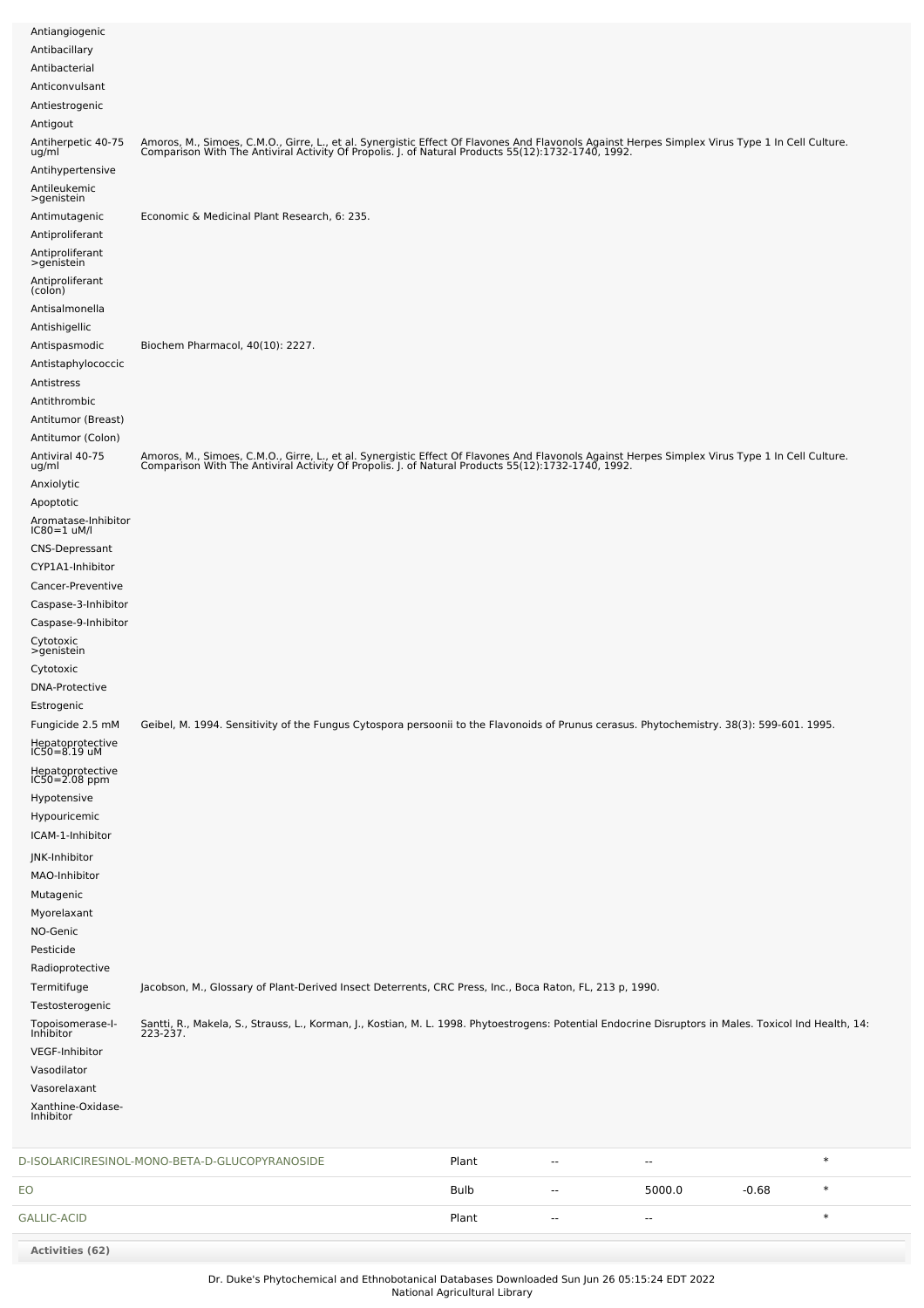| Activity | Reference |
|---|---|
| Antiangiogenic | |
| Antibacillary | |
| Antibacterial | |
| Anticonvulsant | |
| Antiestrogenic | |
| Antigout | |
| Antiherpetic 40-75 ug/ml | Amoros, M., Simoes, C.M.O., Girre, L., et al. Synergistic Effect Of Flavones And Flavonols Against Herpes Simplex Virus Type 1 In Cell Culture. Comparison With The Antiviral Activity Of Propolis. J. of Natural Products 55(12):1732-1740, 1992. |
| Antihypertensive | |
| Antileukemic >genistein | |
| Antimutagenic | Economic & Medicinal Plant Research, 6: 235. |
| Antiproliferant | |
| Antiproliferant >genistein | |
| Antiproliferant (colon) | |
| Antisalmonella | |
| Antishigellic | |
| Antispasmodic | Biochem Pharmacol, 40(10): 2227. |
| Antistaphylococcic | |
| Antistress | |
| Antithrombic | |
| Antitumor (Breast) | |
| Antitumor (Colon) | |
| Antiviral 40-75 ug/ml | Amoros, M., Simoes, C.M.O., Girre, L., et al. Synergistic Effect Of Flavones And Flavonols Against Herpes Simplex Virus Type 1 In Cell Culture. Comparison With The Antiviral Activity Of Propolis. J. of Natural Products 55(12):1732-1740, 1992. |
| Anxiolytic | |
| Apoptotic | |
| Aromatase-Inhibitor IC80=1 uM/l | |
| CNS-Depressant | |
| CYP1A1-Inhibitor | |
| Cancer-Preventive | |
| Caspase-3-Inhibitor | |
| Caspase-9-Inhibitor | |
| Cytotoxic >genistein | |
| Cytotoxic | |
| DNA-Protective | |
| Estrogenic | |
| Fungicide 2.5 mM | Geibel, M. 1994. Sensitivity of the Fungus Cytospora persoonii to the Flavonoids of Prunus cerasus. Phytochemistry. 38(3): 599-601. 1995. |
| Hepatoprotective IC50=8.19 uM | |
| Hepatoprotective IC50=2.08 ppm | |
| Hypotensive | |
| Hypouricemic | |
| ICAM-1-Inhibitor | |
| JNK-Inhibitor | |
| MAO-Inhibitor | |
| Mutagenic | |
| Myorelaxant | |
| NO-Genic | |
| Pesticide | |
| Radioprotective | |
| Termitifuge | Jacobson, M., Glossary of Plant-Derived Insect Deterrents, CRC Press, Inc., Boca Raton, FL, 213 p, 1990. |
| Testosterogenic | |
| Topoisomerase-I-Inhibitor | Santti, R., Makela, S., Strauss, L., Korman, J., Kostian, M. L. 1998. Phytoestrogens: Potential Endocrine Disruptors in Males. Toxicol Ind Health, 14: 223-237. |
| VEGF-Inhibitor | |
| Vasodilator | |
| Vasorelaxant | |
| Xanthine-Oxidase-Inhibitor | |

| Chemical | Part | Low | High | SD | |
|---|---|---|---|---|---|
| D-ISOLARICIRESINOL-MONO-BETA-D-GLUCOPYRANOSIDE | Plant | -- | -- | | * |
| EO | Bulb | -- | 5000.0 | -0.68 | * |
| GALLIC-ACID | Plant | -- | -- | | * |

**Activities (62)**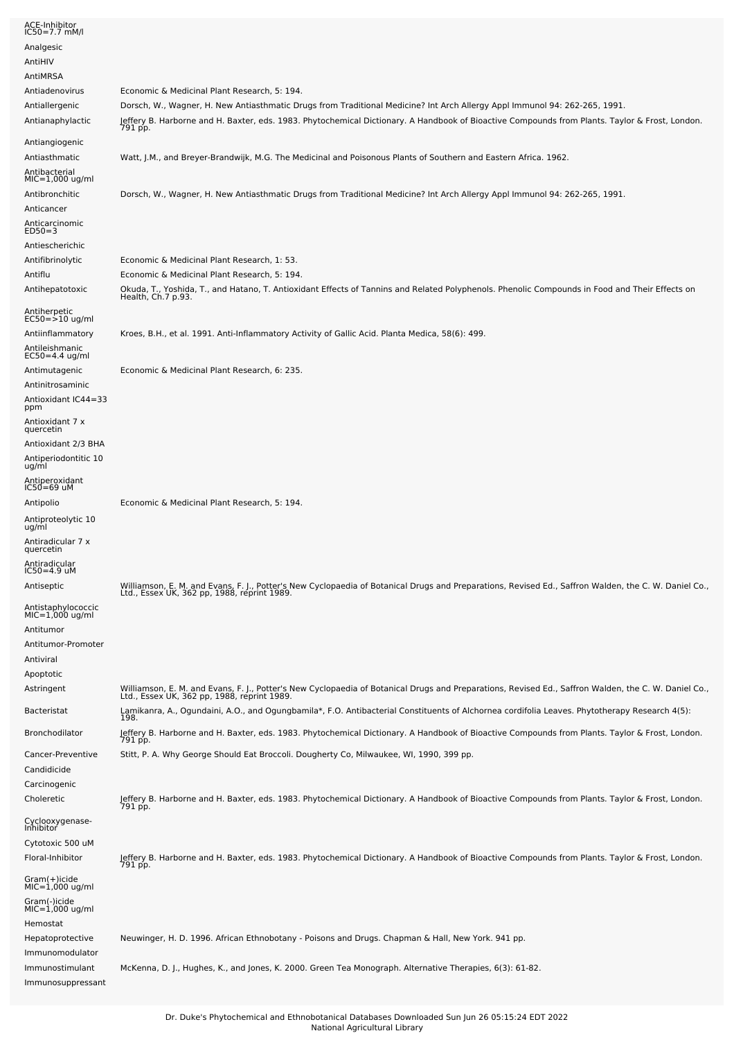| | |
|---|---|
| ACE-Inhibitor IC50=7.7 mM/l | |
| Analgesic | |
| AntiHIV | |
| AntiMRSA | |
| Antiadenovirus | Economic & Medicinal Plant Research, 5: 194. |
| Antiallergenic | Dorsch, W., Wagner, H. New Antiasthmatic Drugs from Traditional Medicine? Int Arch Allergy Appl Immunol 94: 262-265, 1991. |
| Antianaphylactic | Jeffery B. Harborne and H. Baxter, eds. 1983. Phytochemical Dictionary. A Handbook of Bioactive Compounds from Plants. Taylor & Frost, London. 791 pp. |
| Antiangiogenic | |
| Antiasthmatic | Watt, J.M., and Breyer-Brandwijk, M.G. The Medicinal and Poisonous Plants of Southern and Eastern Africa. 1962. |
| Antibacterial MIC=1,000 ug/ml | |
| Antibronchitic | Dorsch, W., Wagner, H. New Antiasthmatic Drugs from Traditional Medicine? Int Arch Allergy Appl Immunol 94: 262-265, 1991. |
| Anticancer | |
| Anticarcinomic ED50=3 | |
| Antiescherichic | |
| Antifibrinolytic | Economic & Medicinal Plant Research, 1: 53. |
| Antiflu | Economic & Medicinal Plant Research, 5: 194. |
| Antihepatotoxic | Okuda, T., Yoshida, T., and Hatano, T. Antioxidant Effects of Tannins and Related Polyphenols. Phenolic Compounds in Food and Their Effects on Health, Ch.7 p.93. |
| Antiherpetic EC50=>10 ug/ml | |
| Antiinflammatory | Kroes, B.H., et al. 1991. Anti-Inflammatory Activity of Gallic Acid. Planta Medica, 58(6): 499. |
| Antileishmanic EC50=4.4 ug/ml | |
| Antimutagenic | Economic & Medicinal Plant Research, 6: 235. |
| Antinitrosaminic | |
| Antioxidant IC44=33 ppm | |
| Antioxidant 7 x quercetin | |
| Antioxidant 2/3 BHA | |
| Antiperiodontitic 10 ug/ml | |
| Antiperoxidant IC50=69 uM | |
| Antipolio | Economic & Medicinal Plant Research, 5: 194. |
| Antiproteolytic 10 ug/ml | |
| Antiradicular 7 x quercetin | |
| Antiradicular IC50=4.9 uM | |
| Antiseptic | Williamson, E. M. and Evans, F. J., Potter's New Cyclopaedia of Botanical Drugs and Preparations, Revised Ed., Saffron Walden, the C. W. Daniel Co., Ltd., Essex UK, 362 pp, 1988, reprint 1989. |
| Antistaphylococcic MIC=1,000 ug/ml | |
| Antitumor | |
| Antitumor-Promoter | |
| Antiviral | |
| Apoptotic | |
| Astringent | Williamson, E. M. and Evans, F. J., Potter's New Cyclopaedia of Botanical Drugs and Preparations, Revised Ed., Saffron Walden, the C. W. Daniel Co., Ltd., Essex UK, 362 pp, 1988, reprint 1989. |
| Bacteristat | Lamikanra, A., Ogundaini, A.O., and Ogungbamila*, F.O. Antibacterial Constituents of Alchornea cordifolia Leaves. Phytotherapy Research 4(5): 198. |
| Bronchodilator | Jeffery B. Harborne and H. Baxter, eds. 1983. Phytochemical Dictionary. A Handbook of Bioactive Compounds from Plants. Taylor & Frost, London. 791 pp. |
| Cancer-Preventive | Stitt, P. A. Why George Should Eat Broccoli. Dougherty Co, Milwaukee, WI, 1990, 399 pp. |
| Candidicide | |
| Carcinogenic | |
| Choleretic | Jeffery B. Harborne and H. Baxter, eds. 1983. Phytochemical Dictionary. A Handbook of Bioactive Compounds from Plants. Taylor & Frost, London. 791 pp. |
| Cyclooxygenase-Inhibitor | |
| Cytotoxic 500 uM | |
| Floral-Inhibitor | Jeffery B. Harborne and H. Baxter, eds. 1983. Phytochemical Dictionary. A Handbook of Bioactive Compounds from Plants. Taylor & Frost, London. 791 pp. |
| Gram(+)icide MIC=1,000 ug/ml | |
| Gram(-)icide MIC=1,000 ug/ml | |
| Hemostat | |
| Hepatoprotective | Neuwinger, H. D. 1996. African Ethnobotany - Poisons and Drugs. Chapman & Hall, New York. 941 pp. |
| Immunomodulator | |
| Immunostimulant | McKenna, D. J., Hughes, K., and Jones, K. 2000. Green Tea Monograph. Alternative Therapies, 6(3): 61-82. |
| Immunosuppressant | |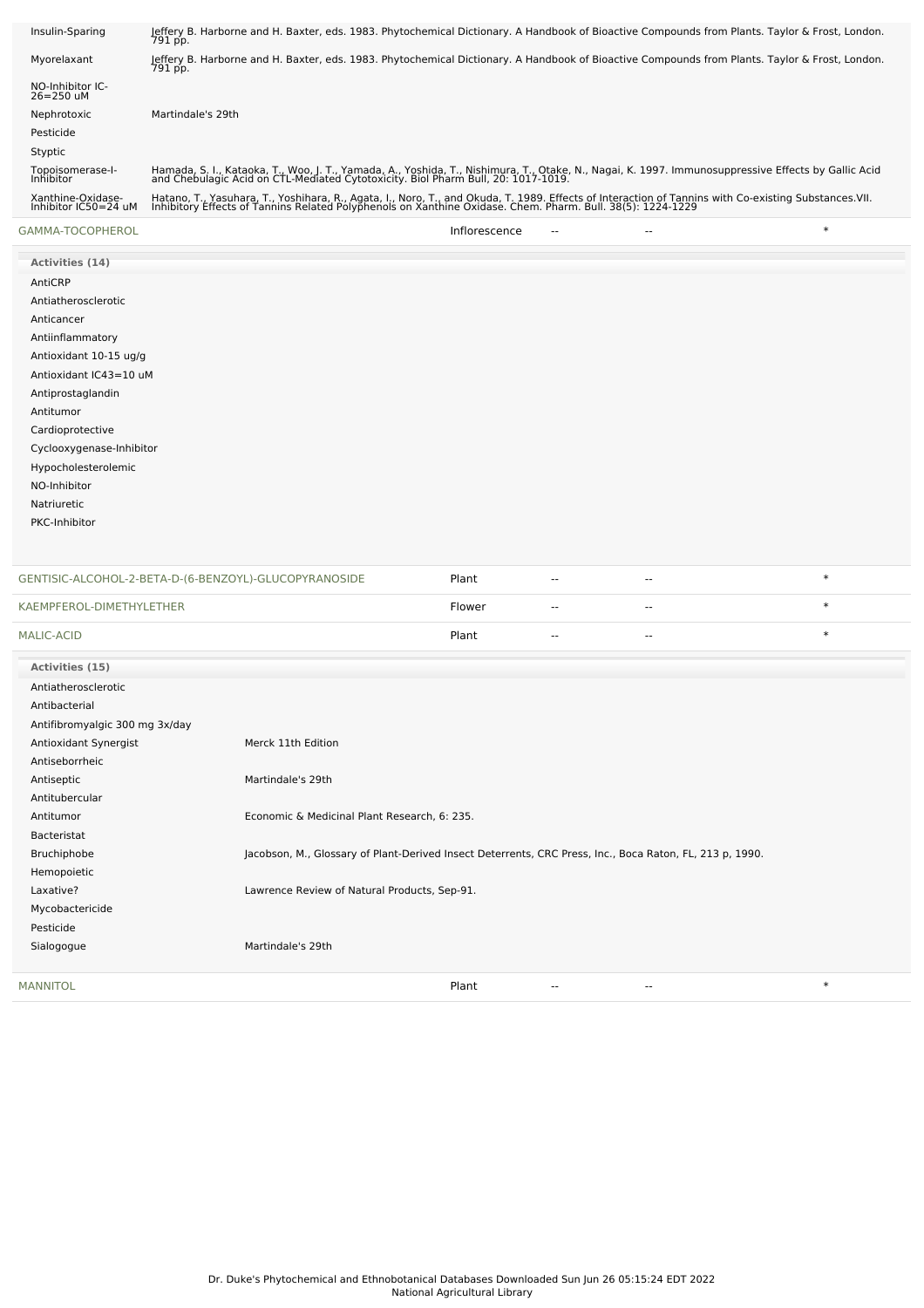| Activity | Reference |
|---|---|
| Insulin-Sparing | Jeffery B. Harborne and H. Baxter, eds. 1983. Phytochemical Dictionary. A Handbook of Bioactive Compounds from Plants. Taylor & Frost, London. 791 pp. |
| Myorelaxant | Jeffery B. Harborne and H. Baxter, eds. 1983. Phytochemical Dictionary. A Handbook of Bioactive Compounds from Plants. Taylor & Frost, London. 791 pp. |
| NO-Inhibitor IC-26=250 uM | |
| Nephrotoxic | Martindale's 29th |
| Pesticide | |
| Styptic | |
| Topoisomerase-I-Inhibitor | Hamada, S. I., Kataoka, T., Woo, J. T., Yamada, A., Yoshida, T., Nishimura, T., Otake, N., Nagai, K. 1997. Immunosuppressive Effects by Gallic Acid and Chebulagic Acid on CTL-Mediated Cytotoxicity. Biol Pharm Bull, 20: 1017-1019. |
| Xanthine-Oxidase-Inhibitor IC50=24 uM | Hatano, T., Yasuhara, T., Yoshihara, R., Agata, I., Noro, T., and Okuda, T. 1989. Effects of Interaction of Tannins with Co-existing Substances.VII. Inhibitory Effects of Tannins Related Polyphenols on Xanthine Oxidase. Chem. Pharm. Bull. 38(5): 1224-1229 |

| Chemical | Part | | | |
|---|---|---|---|---|
| GAMMA-TOCOPHEROL | Inflorescence | -- | -- | * |

**Activities (14)**

- AntiCRP
- Antiatherosclerotic
- Anticancer
- Antiinflammatory
- Antioxidant 10-15 ug/g
- Antioxidant IC43=10 uM
- Antiprostaglandin
- Antitumor
- Cardioprotective
- Cyclooxygenase-Inhibitor
- Hypocholesterolemic
- NO-Inhibitor
- Natriuretic
- PKC-Inhibitor

| Chemical | Part | | | |
|---|---|---|---|---|
| GENTISIC-ALCOHOL-2-BETA-D-(6-BENZOYL)-GLUCOPYRANOSIDE | Plant | -- | -- | * |
| KAEMPFEROL-DIMETHYLETHER | Flower | -- | -- | * |
| MALIC-ACID | Plant | -- | -- | * |

**Activities (15)**

| Activity | Reference |
|---|---|
| Antiatherosclerotic | |
| Antibacterial | |
| Antifibromyalgic 300 mg 3x/day | |
| Antioxidant Synergist | Merck 11th Edition |
| Antiseborrheic | |
| Antiseptic | Martindale's 29th |
| Antitubercular | |
| Antitumor | Economic & Medicinal Plant Research, 6: 235. |
| Bacteristat | |
| Bruchiphobe | Jacobson, M., Glossary of Plant-Derived Insect Deterrents, CRC Press, Inc., Boca Raton, FL, 213 p, 1990. |
| Hemopoietic | |
| Laxative? | Lawrence Review of Natural Products, Sep-91. |
| Mycobactericide | |
| Pesticide | |
| Sialogogue | Martindale's 29th |

| Chemical | Part | | | |
|---|---|---|---|---|
| MANNITOL | Plant | -- | -- | * |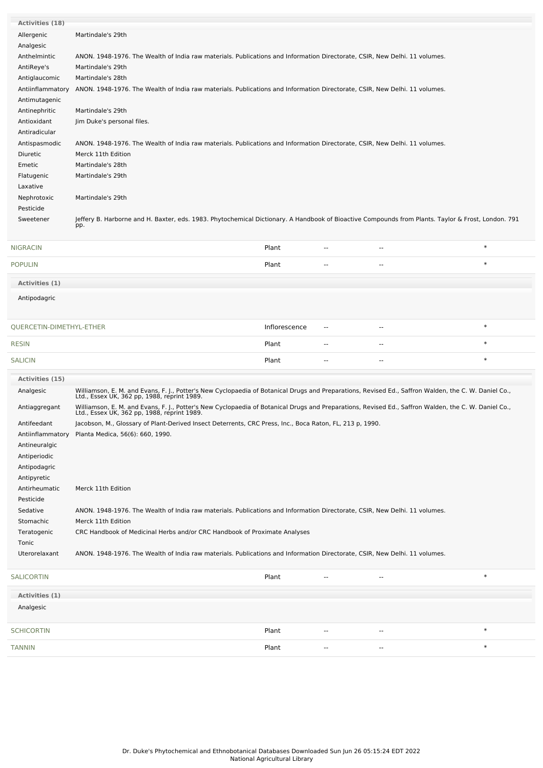**Activities (18)**

| Activity | Reference |
| --- | --- |
| Allergenic | Martindale's 29th |
| Analgesic | |
| Anthelmintic | ANON. 1948-1976. The Wealth of India raw materials. Publications and Information Directorate, CSIR, New Delhi. 11 volumes. |
| AntiReye's | Martindale's 29th |
| Antiglaucomic | Martindale's 28th |
| Antiinflammatory | ANON. 1948-1976. The Wealth of India raw materials. Publications and Information Directorate, CSIR, New Delhi. 11 volumes. |
| Antimutagenic | |
| Antinephritic | Martindale's 29th |
| Antioxidant | Jim Duke's personal files. |
| Antiradicular | |
| Antispasmodic | ANON. 1948-1976. The Wealth of India raw materials. Publications and Information Directorate, CSIR, New Delhi. 11 volumes. |
| Diuretic | Merck 11th Edition |
| Emetic | Martindale's 28th |
| Flatugenic | Martindale's 29th |
| Laxative | |
| Nephrotoxic | Martindale's 29th |
| Pesticide | |
| Sweetener | Jeffery B. Harborne and H. Baxter, eds. 1983. Phytochemical Dictionary. A Handbook of Bioactive Compounds from Plants. Taylor & Frost, London. 791 pp. |

| Chemical | Part | Low | High | |
| --- | --- | --- | --- | --- |
| NIGRACIN | Plant | -- | -- | * |
| POPULIN | Plant | -- | -- | * |

**Activities (1)**

Antipodagric

| Chemical | Part | Low | High | |
| --- | --- | --- | --- | --- |
| QUERCETIN-DIMETHYL-ETHER | Inflorescence | -- | -- | * |
| RESIN | Plant | -- | -- | * |
| SALICIN | Plant | -- | -- | * |

**Activities (15)**

| Activity | Reference |
| --- | --- |
| Analgesic | Williamson, E. M. and Evans, F. J., Potter's New Cyclopaedia of Botanical Drugs and Preparations, Revised Ed., Saffron Walden, the C. W. Daniel Co., Ltd., Essex UK, 362 pp, 1988, reprint 1989. |
| Antiaggregant | Williamson, E. M. and Evans, F. J., Potter's New Cyclopaedia of Botanical Drugs and Preparations, Revised Ed., Saffron Walden, the C. W. Daniel Co., Ltd., Essex UK, 362 pp, 1988, reprint 1989. |
| Antifeedant | Jacobson, M., Glossary of Plant-Derived Insect Deterrents, CRC Press, Inc., Boca Raton, FL, 213 p, 1990. |
| Antiinflammatory | Planta Medica, 56(6): 660, 1990. |
| Antineuralgic | |
| Antiperiodic | |
| Antipodagric | |
| Antipyretic | |
| Antirheumatic | Merck 11th Edition |
| Pesticide | |
| Sedative | ANON. 1948-1976. The Wealth of India raw materials. Publications and Information Directorate, CSIR, New Delhi. 11 volumes. |
| Stomachic | Merck 11th Edition |
| Teratogenic | CRC Handbook of Medicinal Herbs and/or CRC Handbook of Proximate Analyses |
| Tonic | |
| Uterorelaxant | ANON. 1948-1976. The Wealth of India raw materials. Publications and Information Directorate, CSIR, New Delhi. 11 volumes. |

| Chemical | Part | Low | High | |
| --- | --- | --- | --- | --- |
| SALICORTIN | Plant | -- | -- | * |

**Activities (1)**

Analgesic

| Chemical | Part | Low | High | |
| --- | --- | --- | --- | --- |
| SCHICORTIN | Plant | -- | -- | * |
| TANNIN | Plant | -- | -- | * |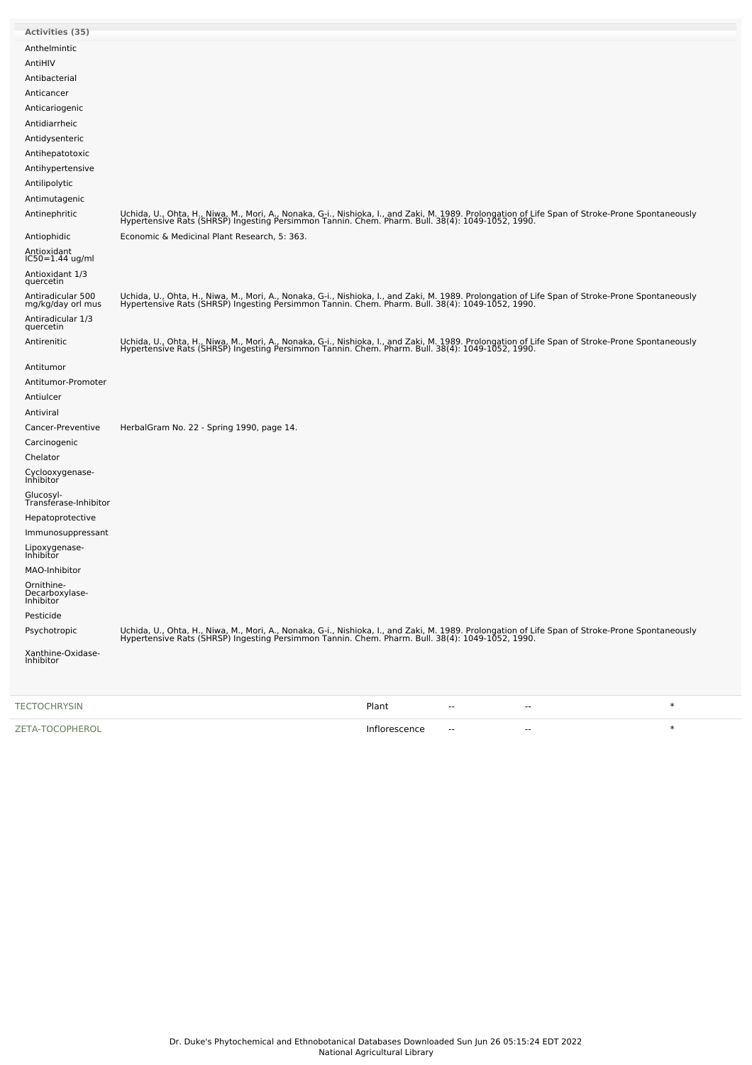**Activities (35)**

| | |
|---|---|
| Anthelmintic | |
| AntiHIV | |
| Antibacterial | |
| Anticancer | |
| Anticariogenic | |
| Antidiarrheic | |
| Antidysenteric | |
| Antihepatotoxic | |
| Antihypertensive | |
| Antilipolytic | |
| Antimutagenic | |
| Antinephritic | Uchida, U., Ohta, H., Niwa, M., Mori, A., Nonaka, G-i., Nishioka, I., and Zaki, M. 1989. Prolongation of Life Span of Stroke-Prone Spontaneously Hypertensive Rats (SHRSP) Ingesting Persimmon Tannin. Chem. Pharm. Bull. 38(4): 1049-1052, 1990. |
| Antiophidic | Economic & Medicinal Plant Research, 5: 363. |
| Antioxidant IC50=1.44 ug/ml | |
| Antioxidant 1/3 quercetin | |
| Antiradicular 500 mg/kg/day orl mus | Uchida, U., Ohta, H., Niwa, M., Mori, A., Nonaka, G-i., Nishioka, I., and Zaki, M. 1989. Prolongation of Life Span of Stroke-Prone Spontaneously Hypertensive Rats (SHRSP) Ingesting Persimmon Tannin. Chem. Pharm. Bull. 38(4): 1049-1052, 1990. |
| Antiradicular 1/3 quercetin | |
| Antirenitic | Uchida, U., Ohta, H., Niwa, M., Mori, A., Nonaka, G-i., Nishioka, I., and Zaki, M. 1989. Prolongation of Life Span of Stroke-Prone Spontaneously Hypertensive Rats (SHRSP) Ingesting Persimmon Tannin. Chem. Pharm. Bull. 38(4): 1049-1052, 1990. |
| Antitumor | |
| Antitumor-Promoter | |
| Antiulcer | |
| Antiviral | |
| Cancer-Preventive | HerbalGram No. 22 - Spring 1990, page 14. |
| Carcinogenic | |
| Chelator | |
| Cyclooxygenase-Inhibitor | |
| Glucosyl-Transferase-Inhibitor | |
| Hepatoprotective | |
| Immunosuppressant | |
| Lipoxygenase-Inhibitor | |
| MAO-Inhibitor | |
| Ornithine-Decarboxylase-Inhibitor | |
| Pesticide | |
| Psychotropic | Uchida, U., Ohta, H., Niwa, M., Mori, A., Nonaka, G-i., Nishioka, I., and Zaki, M. 1989. Prolongation of Life Span of Stroke-Prone Spontaneously Hypertensive Rats (SHRSP) Ingesting Persimmon Tannin. Chem. Pharm. Bull. 38(4): 1049-1052, 1990. |
| Xanthine-Oxidase-Inhibitor | |

| | | | | |
|---|---|---|---|---|
| TECTOCHRYSIN | Plant | -- | -- | * |
| ZETA-TOCOPHEROL | Inflorescence | -- | -- | * |

Dr. Duke's Phytochemical and Ethnobotanical Databases Downloaded Sun Jun 26 05:15:24 EDT 2022
National Agricultural Library